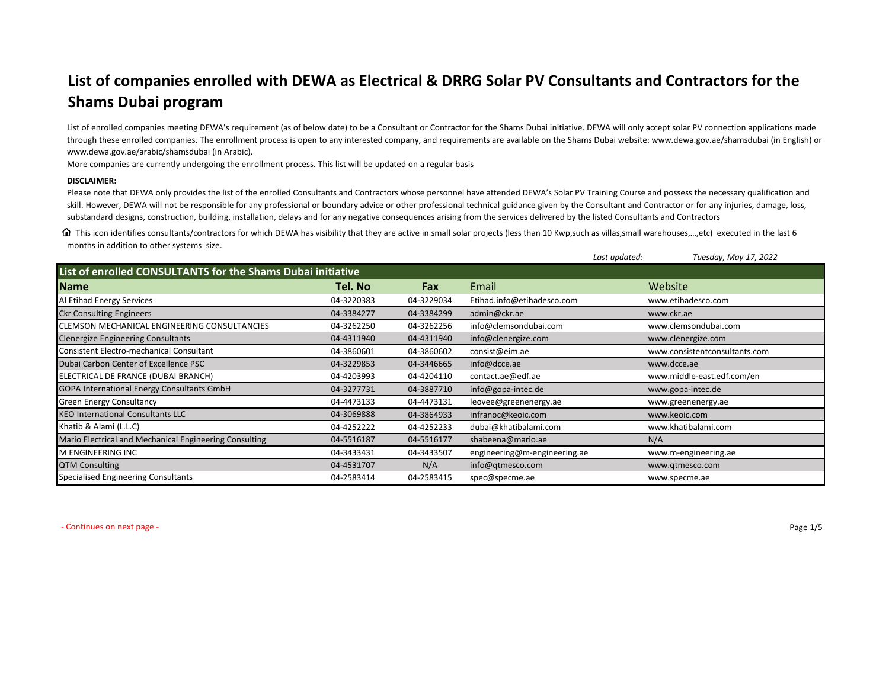# List of companies enrolled with DEWA as Electrical & DRRG Solar PV Consultants and Contractors for the Shams Dubai program

List of enrolled companies meeting DEWA's requirement (as of below date) to be a Consultant or Contractor for the Shams Dubai initiative. DEWA will only accept solar PV connection applications made through these enrolled companies. The enrollment process is open to any interested company, and requirements are available on the Shams Dubai website: www.dewa.gov.ae/shamsdubai (in English) or www.dewa.gov.ae/arabic/shamsdubai (in Arabic).

More companies are currently undergoing the enrollment process. This list will be updated on a regular basis

**DISCLAIMER:**

Please note that DEWA only provides the list of the enrolled Consultants and Contractors whose personnel have attended DEWA's Solar PV Training Course and possess the necessary qualification and skill. However, DEWA will not be responsible for any professional or boundary advice or other professional technical guidance given by the Consultant and Contractor or for any injuries, damage, loss, substandard designs, construction, building, installation, delays and for any negative consequences arising from the services delivered by the listed Consultants and Contractors

🏠 This icon identifies consultants/contractors for which DEWA has visibility that they are active in small solar projects (less than 10 Kwp,such as villas,small warehouses,...,etc) executed in the last 6 months in addition to other systems size.

*Last updated:* *Tuesday, May 17, 2022*

**List of enrolled CONSULTANTS for the Shams Dubai initiative**

| Name | Tel. No | Fax | Email | Website |
|---|---|---|---|---|
| Al Etihad Energy Services | 04-3220383 | 04-3229034 | Etihad.info@etihadesco.com | www.etihadesco.com |
| Ckr Consulting Engineers | 04-3384277 | 04-3384299 | admin@ckr.ae | www.ckr.ae |
| CLEMSON MECHANICAL ENGINEERING CONSULTANCIES | 04-3262250 | 04-3262256 | info@clemsondubai.com | www.clemsondubai.com |
| Clenergize Engineering Consultants | 04-4311940 | 04-4311940 | info@clenergize.com | www.clenergize.com |
| Consistent Electro-mechanical Consultant | 04-3860601 | 04-3860602 | consist@eim.ae | www.consistentconsultants.com |
| Dubai Carbon Center of Excellence PSC | 04-3229853 | 04-3446665 | info@dcce.ae | www.dcce.ae |
| ELECTRICAL DE FRANCE (DUBAI BRANCH) | 04-4203993 | 04-4204110 | contact.ae@edf.ae | www.middle-east.edf.com/en |
| GOPA International Energy Consultants GmbH | 04-3277731 | 04-3887710 | info@gopa-intec.de | www.gopa-intec.de |
| Green Energy Consultancy | 04-4473133 | 04-4473131 | leovee@greenenergy.ae | www.greenenergy.ae |
| KEO International Consultants LLC | 04-3069888 | 04-3864933 | infranoc@keoic.com | www.keoic.com |
| Khatib & Alami (L.L.C) | 04-4252222 | 04-4252233 | dubai@khatibalami.com | www.khatibalami.com |
| Mario Electrical and Mechanical Engineering Consulting | 04-5516187 | 04-5516177 | shabeena@mario.ae | N/A |
| M ENGINEERING INC | 04-3433431 | 04-3433507 | engineering@m-engineering.ae | www.m-engineering.ae |
| QTM Consulting | 04-4531707 | N/A | info@qtmesco.com | www.qtmesco.com |
| Specialised Engineering Consultants | 04-2583414 | 04-2583415 | spec@specme.ae | www.specme.ae |

- Continues on next page -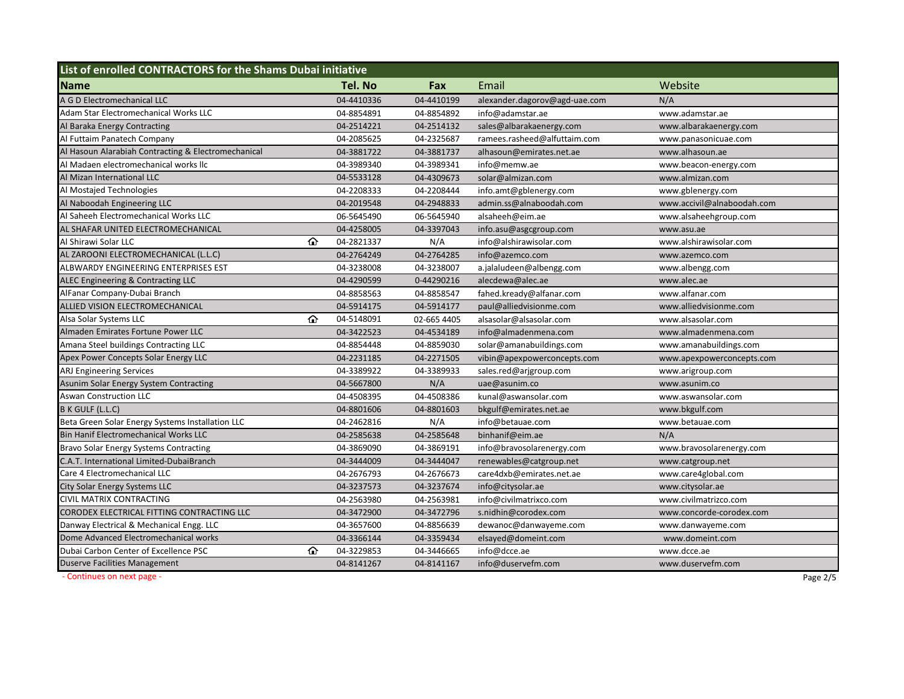## List of enrolled CONTRACTORS for the Shams Dubai initiative

| Name | | Tel. No | Fax | Email | Website |
|---|---|---|---|---|---|
| A G D Electromechanical LLC | | 04-4410336 | 04-4410199 | alexander.dagorov@agd-uae.com | N/A |
| Adam Star Electromechanical Works LLC | | 04-8854891 | 04-8854892 | info@adamstar.ae | www.adamstar.ae |
| Al Baraka Energy Contracting | | 04-2514221 | 04-2514132 | sales@albarakaenergy.com | www.albarakaenergy.com |
| Al Futtaim Panatech Company | | 04-2085625 | 04-2325687 | ramees.rasheed@alfuttaim.com | www.panasonicuae.com |
| Al Hasoun Alarabiah Contracting & Electromechanical | | 04-3881722 | 04-3881737 | alhasoun@emirates.net.ae | www.alhasoun.ae |
| Al Madaen electromechanical works llc | | 04-3989340 | 04-3989341 | info@memw.ae | www.beacon-energy.com |
| Al Mizan International LLC | | 04-5533128 | 04-4309673 | solar@almizan.com | www.almizan.com |
| Al Mostajed Technologies | | 04-2208333 | 04-2208444 | info.amt@gblenergy.com | www.gblenergy.com |
| Al Naboodah Engineering LLC | | 04-2019548 | 04-2948833 | admin.ss@alnaboodah.com | www.accivil@alnaboodah.com |
| Al Saheeh Electromechanical Works LLC | | 06-5645490 | 06-5645940 | alsaheeh@eim.ae | www.alsaheehgroup.com |
| AL SHAFAR UNITED ELECTROMECHANICAL | | 04-4258005 | 04-3397043 | info.asu@asgcgroup.com | www.asu.ae |
| Al Shirawi Solar LLC | 🏠 | 04-2821337 | N/A | info@alshirawisolar.com | www.alshirawisolar.com |
| AL ZAROONI ELECTROMECHANICAL (L.L.C) | | 04-2764249 | 04-2764285 | info@azemco.com | www.azemco.com |
| ALBWARDY ENGINEERING ENTERPRISES EST | | 04-3238008 | 04-3238007 | a.jalaludeen@albengg.com | www.albengg.com |
| ALEC Engineering & Contracting LLC | | 04-4290599 | 0-44290216 | alecdewa@alec.ae | www.alec.ae |
| AlFanar Company-Dubai Branch | | 04-8858563 | 04-8858547 | fahed.kready@alfanar.com | www.alfanar.com |
| ALLIED VISION ELECTROMECHANICAL | | 04-5914175 | 04-5914177 | paul@alliedvisionme.com | www.alliedvisionme.com |
| Alsa Solar Systems LLC | 🏠 | 04-5148091 | 02-665 4405 | alsasolar@alsasolar.com | www.alsasolar.com |
| Almaden Emirates Fortune Power LLC | | 04-3422523 | 04-4534189 | info@almadenmena.com | www.almadenmena.com |
| Amana Steel buildings Contracting LLC | | 04-8854448 | 04-8859030 | solar@amanabuildings.com | www.amanabuildings.com |
| Apex Power Concepts Solar Energy LLC | | 04-2231185 | 04-2271505 | vibin@apexpowerconcepts.com | www.apexpowerconcepts.com |
| ARJ Engineering Services | | 04-3389922 | 04-3389933 | sales.red@arjgroup.com | www.arigroup.com |
| Asunim Solar Energy System Contracting | | 04-5667800 | N/A | uae@asunim.co | www.asunim.co |
| Aswan Construction LLC | | 04-4508395 | 04-4508386 | kunal@aswansolar.com | www.aswansolar.com |
| B K GULF (L.L.C) | | 04-8801606 | 04-8801603 | bkgulf@emirates.net.ae | www.bkgulf.com |
| Beta Green Solar Energy Systems Installation LLC | | 04-2462816 | N/A | info@betauae.com | www.betauae.com |
| Bin Hanif Electromechanical Works LLC | | 04-2585638 | 04-2585648 | binhanif@eim.ae | N/A |
| Bravo Solar Energy Systems Contracting | | 04-3869090 | 04-3869191 | info@bravosolarenergy.com | www.bravosolarenergy.com |
| C.A.T. International Limited-DubaiBranch | | 04-3444009 | 04-3444047 | renewables@catgroup.net | www.catgroup.net |
| Care 4 Electromechanical LLC | | 04-2676793 | 04-2676673 | care4dxb@emirates.net.ae | www.care4global.com |
| City Solar Energy Systems LLC | | 04-3237573 | 04-3237674 | info@citysolar.ae | www.citysolar.ae |
| CIVIL MATRIX CONTRACTING | | 04-2563980 | 04-2563981 | info@civilmatrixco.com | www.civilmatrizco.com |
| CORODEX ELECTRICAL FITTING CONTRACTING LLC | | 04-3472900 | 04-3472796 | s.nidhin@corodex.com | www.concorde-corodex.com |
| Danway Electrical & Mechanical Engg. LLC | | 04-3657600 | 04-8856639 | dewanoc@danwayeme.com | www.danwayeme.com |
| Dome Advanced Electromechanical works | | 04-3366144 | 04-3359434 | elsayed@domeint.com | www.domeint.com |
| Dubai Carbon Center of Excellence PSC | 🏠 | 04-3229853 | 04-3446665 | info@dcce.ae | www.dcce.ae |
| Duserve Facilities Management | | 04-8141267 | 04-8141167 | info@duservefm.com | www.duservefm.com |

- Continues on next page -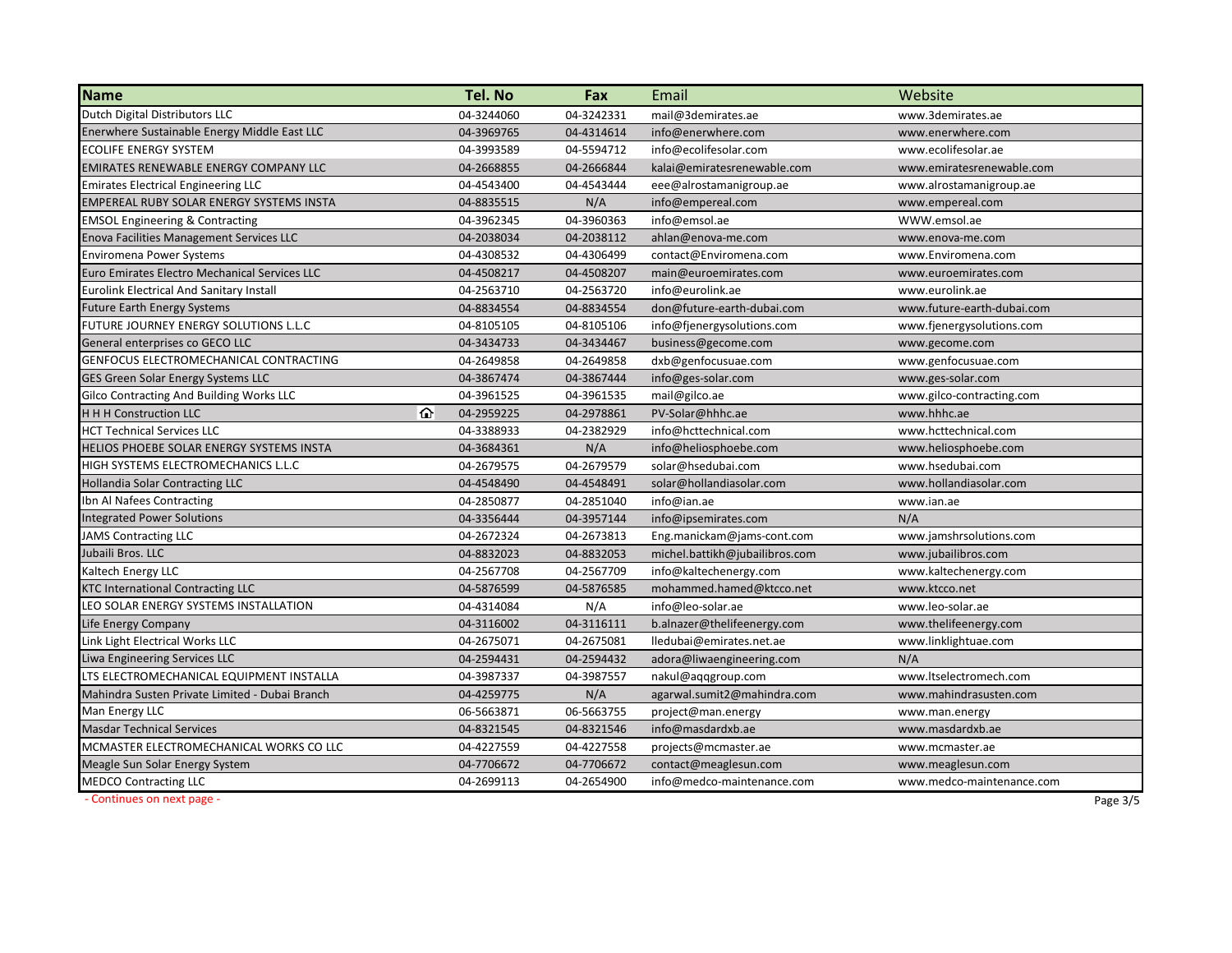| Name | Tel. No | Fax | Email | Website |
|---|---|---|---|---|
| Dutch Digital Distributors LLC | 04-3244060 | 04-3242331 | mail@3demirates.ae | www.3demirates.ae |
| Enerwhere Sustainable Energy Middle East LLC | 04-3969765 | 04-4314614 | info@enerwhere.com | www.enerwhere.com |
| ECOLIFE ENERGY SYSTEM | 04-3993589 | 04-5594712 | info@ecolifesolar.com | www.ecolifesolar.ae |
| EMIRATES RENEWABLE ENERGY COMPANY LLC | 04-2668855 | 04-2666844 | kalai@emiratesrenewable.com | www.emiratesrenewable.com |
| Emirates Electrical Engineering LLC | 04-4543400 | 04-4543444 | eee@alrostamanigroup.ae | www.alrostamanigroup.ae |
| EMPEREAL RUBY SOLAR ENERGY SYSTEMS INSTA | 04-8835515 | N/A | info@empereal.com | www.empereal.com |
| EMSOL Engineering & Contracting | 04-3962345 | 04-3960363 | info@emsol.ae | WWW.emsol.ae |
| Enova Facilities Management Services LLC | 04-2038034 | 04-2038112 | ahlan@enova-me.com | www.enova-me.com |
| Enviromena Power Systems | 04-4308532 | 04-4306499 | contact@Enviromena.com | www.Enviromena.com |
| Euro Emirates Electro Mechanical Services LLC | 04-4508217 | 04-4508207 | main@euroemirates.com | www.euroemirates.com |
| Eurolink Electrical And Sanitary Install | 04-2563710 | 04-2563720 | info@eurolink.ae | www.eurolink.ae |
| Future Earth Energy Systems | 04-8834554 | 04-8834554 | don@future-earth-dubai.com | www.future-earth-dubai.com |
| FUTURE JOURNEY ENERGY SOLUTIONS L.L.C | 04-8105105 | 04-8105106 | info@fjenergysolutions.com | www.fjenergysolutions.com |
| General enterprises co GECO LLC | 04-3434733 | 04-3434467 | business@gecome.com | www.gecome.com |
| GENFOCUS ELECTROMECHANICAL CONTRACTING | 04-2649858 | 04-2649858 | dxb@genfocusuae.com | www.genfocusuae.com |
| GES Green Solar Energy Systems LLC | 04-3867474 | 04-3867444 | info@ges-solar.com | www.ges-solar.com |
| Gilco Contracting And Building Works LLC | 04-3961525 | 04-3961535 | mail@gilco.ae | www.gilco-contracting.com |
| H H H Construction LLC 🏠 | 04-2959225 | 04-2978861 | PV-Solar@hhhc.ae | www.hhhc.ae |
| HCT Technical Services LLC | 04-3388933 | 04-2382929 | info@hcttechnical.com | www.hcttechnical.com |
| HELIOS PHOEBE SOLAR ENERGY SYSTEMS INSTA | 04-3684361 | N/A | info@heliosphoebe.com | www.heliosphoebe.com |
| HIGH SYSTEMS ELECTROMECHANICS L.L.C | 04-2679575 | 04-2679579 | solar@hsedubai.com | www.hsedubai.com |
| Hollandia Solar Contracting LLC | 04-4548490 | 04-4548491 | solar@hollandiasolar.com | www.hollandiasolar.com |
| Ibn Al Nafees Contracting | 04-2850877 | 04-2851040 | info@ian.ae | www.ian.ae |
| Integrated Power Solutions | 04-3356444 | 04-3957144 | info@ipsemirates.com | N/A |
| JAMS Contracting LLC | 04-2672324 | 04-2673813 | Eng.manickam@jams-cont.com | www.jamshrsolutions.com |
| Jubaili Bros. LLC | 04-8832023 | 04-8832053 | michel.battikh@jubailibros.com | www.jubailibros.com |
| Kaltech Energy LLC | 04-2567708 | 04-2567709 | info@kaltechenergy.com | www.kaltechenergy.com |
| KTC International Contracting LLC | 04-5876599 | 04-5876585 | mohammed.hamed@ktcco.net | www.ktcco.net |
| LEO SOLAR ENERGY SYSTEMS INSTALLATION | 04-4314084 | N/A | info@leo-solar.ae | www.leo-solar.ae |
| Life Energy Company | 04-3116002 | 04-3116111 | b.alnazer@thelifeenergy.com | www.thelifeenergy.com |
| Link Light Electrical Works LLC | 04-2675071 | 04-2675081 | lledubai@emirates.net.ae | www.linklightuae.com |
| Liwa Engineering Services LLC | 04-2594431 | 04-2594432 | adora@liwaengineering.com | N/A |
| LTS ELECTROMECHANICAL EQUIPMENT INSTALLA | 04-3987337 | 04-3987557 | nakul@aqqgroup.com | www.ltselectromech.com |
| Mahindra Susten Private Limited - Dubai Branch | 04-4259775 | N/A | agarwal.sumit2@mahindra.com | www.mahindrasusten.com |
| Man Energy LLC | 06-5663871 | 06-5663755 | project@man.energy | www.man.energy |
| Masdar Technical Services | 04-8321545 | 04-8321546 | info@masdardxb.ae | www.masdardxb.ae |
| MCMASTER ELECTROMECHANICAL WORKS CO LLC | 04-4227559 | 04-4227558 | projects@mcmaster.ae | www.mcmaster.ae |
| Meagle Sun Solar Energy System | 04-7706672 | 04-7706672 | contact@meaglesun.com | www.meaglesun.com |
| MEDCO Contracting LLC | 04-2699113 | 04-2654900 | info@medco-maintenance.com | www.medco-maintenance.com |

- Continues on next page -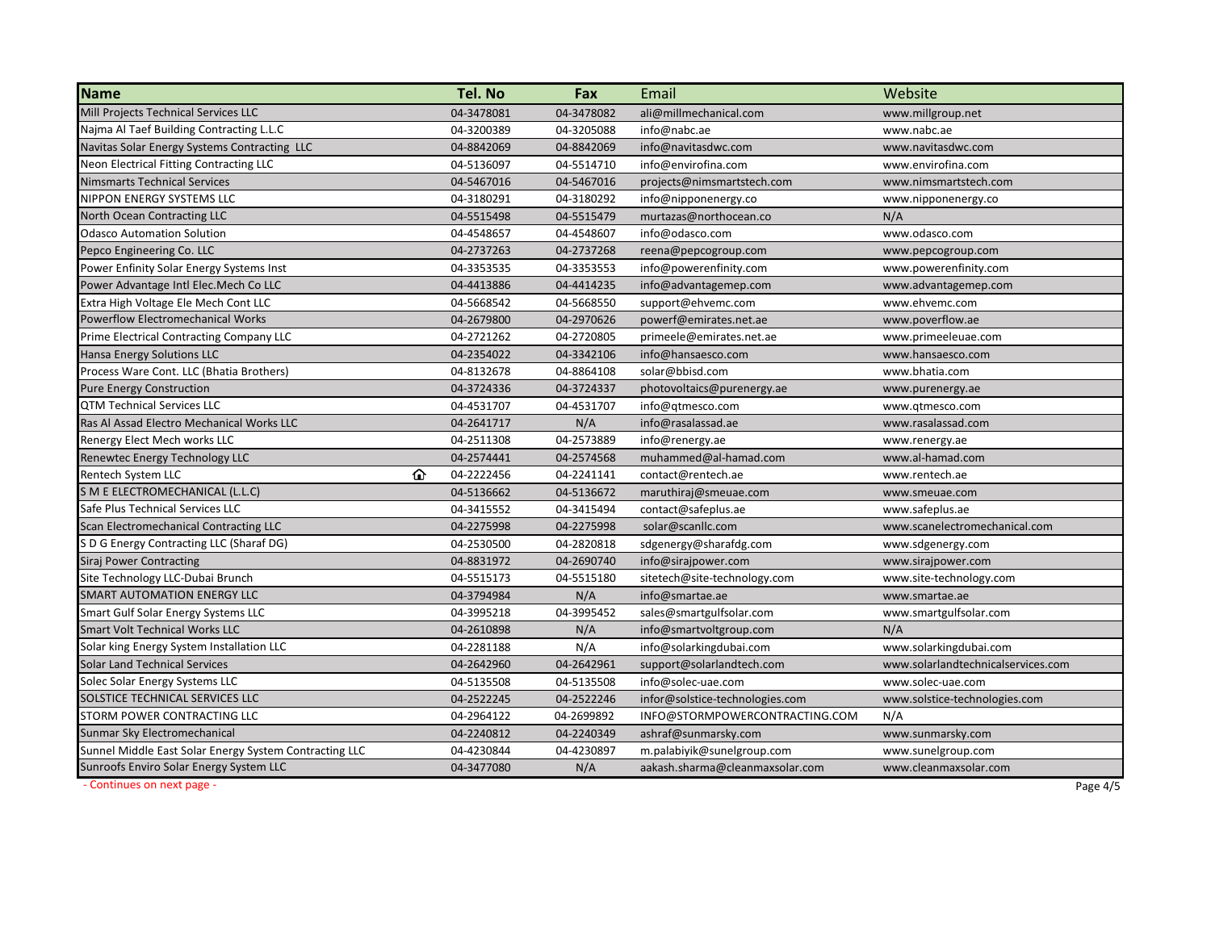| Name | Tel. No | Fax | Email | Website |
| --- | --- | --- | --- | --- |
| Mill Projects Technical Services LLC | 04-3478081 | 04-3478082 | ali@millmechanical.com | www.millgroup.net |
| Najma Al Taef Building Contracting L.L.C | 04-3200389 | 04-3205088 | info@nabc.ae | www.nabc.ae |
| Navitas Solar Energy Systems Contracting LLC | 04-8842069 | 04-8842069 | info@navitasdwc.com | www.navitasdwc.com |
| Neon Electrical Fitting Contracting LLC | 04-5136097 | 04-5514710 | info@envirofina.com | www.envirofina.com |
| Nimsmarts Technical Services | 04-5467016 | 04-5467016 | projects@nimsmartstech.com | www.nimsmartstech.com |
| NIPPON ENERGY SYSTEMS LLC | 04-3180291 | 04-3180292 | info@nipponenergy.co | www.nipponenergy.co |
| North Ocean Contracting LLC | 04-5515498 | 04-5515479 | murtazas@northocean.co | N/A |
| Odasco Automation Solution | 04-4548657 | 04-4548607 | info@odasco.com | www.odasco.com |
| Pepco Engineering Co. LLC | 04-2737263 | 04-2737268 | reena@pepcogroup.com | www.pepcogroup.com |
| Power Enfinity Solar Energy Systems Inst | 04-3353535 | 04-3353553 | info@powerenfinity.com | www.powerenfinity.com |
| Power Advantage Intl Elec.Mech Co LLC | 04-4413886 | 04-4414235 | info@advantagemep.com | www.advantagemep.com |
| Extra High Voltage Ele Mech Cont LLC | 04-5668542 | 04-5668550 | support@ehvemc.com | www.ehvemc.com |
| Powerflow Electromechanical Works | 04-2679800 | 04-2970626 | powerf@emirates.net.ae | www.poverflow.ae |
| Prime Electrical Contracting Company LLC | 04-2721262 | 04-2720805 | primeele@emirates.net.ae | www.primeeleuae.com |
| Hansa Energy Solutions LLC | 04-2354022 | 04-3342106 | info@hansaesco.com | www.hansaesco.com |
| Process Ware Cont. LLC (Bhatia Brothers) | 04-8132678 | 04-8864108 | solar@bbisd.com | www.bhatia.com |
| Pure Energy Construction | 04-3724336 | 04-3724337 | photovoltaics@purenergy.ae | www.purenergy.ae |
| QTM Technical Services LLC | 04-4531707 | 04-4531707 | info@qtmesco.com | www.qtmesco.com |
| Ras Al Assad Electro Mechanical Works LLC | 04-2641717 | N/A | info@rasalassad.ae | www.rasalassad.com |
| Renergy Elect Mech works LLC | 04-2511308 | 04-2573889 | info@renergy.ae | www.renergy.ae |
| Renewtec Energy Technology LLC | 04-2574441 | 04-2574568 | muhammed@al-hamad.com | www.al-hamad.com |
| Rentech System LLC 🏠 | 04-2222456 | 04-2241141 | contact@rentech.ae | www.rentech.ae |
| S M E ELECTROMECHANICAL (L.L.C) | 04-5136662 | 04-5136672 | maruthiraj@smeuae.com | www.smeuae.com |
| Safe Plus Technical Services LLC | 04-3415552 | 04-3415494 | contact@safeplus.ae | www.safeplus.ae |
| Scan Electromechanical Contracting LLC | 04-2275998 | 04-2275998 | solar@scanllc.com | www.scanelectromechanical.com |
| S D G Energy Contracting LLC (Sharaf DG) | 04-2530500 | 04-2820818 | sdgenergy@sharafdg.com | www.sdgenergy.com |
| Siraj Power Contracting | 04-8831972 | 04-2690740 | info@sirajpower.com | www.sirajpower.com |
| Site Technology LLC-Dubai Brunch | 04-5515173 | 04-5515180 | sitetech@site-technology.com | www.site-technology.com |
| SMART AUTOMATION ENERGY LLC | 04-3794984 | N/A | info@smartae.ae | www.smartae.ae |
| Smart Gulf Solar Energy Systems LLC | 04-3995218 | 04-3995452 | sales@smartgulfsolar.com | www.smartgulfsolar.com |
| Smart Volt Technical Works LLC | 04-2610898 | N/A | info@smartvoltgroup.com | N/A |
| Solar king Energy System Installation LLC | 04-2281188 | N/A | info@solarkingdubai.com | www.solarkingdubai.com |
| Solar Land Technical Services | 04-2642960 | 04-2642961 | support@solarlandtech.com | www.solarlandtechnicalservices.com |
| Solec Solar Energy Systems LLC | 04-5135508 | 04-5135508 | info@solec-uae.com | www.solec-uae.com |
| SOLSTICE TECHNICAL SERVICES LLC | 04-2522245 | 04-2522246 | infor@solstice-technologies.com | www.solstice-technologies.com |
| STORM POWER CONTRACTING LLC | 04-2964122 | 04-2699892 | INFO@STORMPOWERCONTRACTING.COM | N/A |
| Sunmar Sky Electromechanical | 04-2240812 | 04-2240349 | ashraf@sunmarsky.com | www.sunmarsky.com |
| Sunnel Middle East Solar Energy System Contracting LLC | 04-4230844 | 04-4230897 | m.palabiyik@sunelgroup.com | www.sunelgroup.com |
| Sunroofs Enviro Solar Energy System LLC | 04-3477080 | N/A | aakash.sharma@cleanmaxsolar.com | www.cleanmaxsolar.com |

- Continues on next page -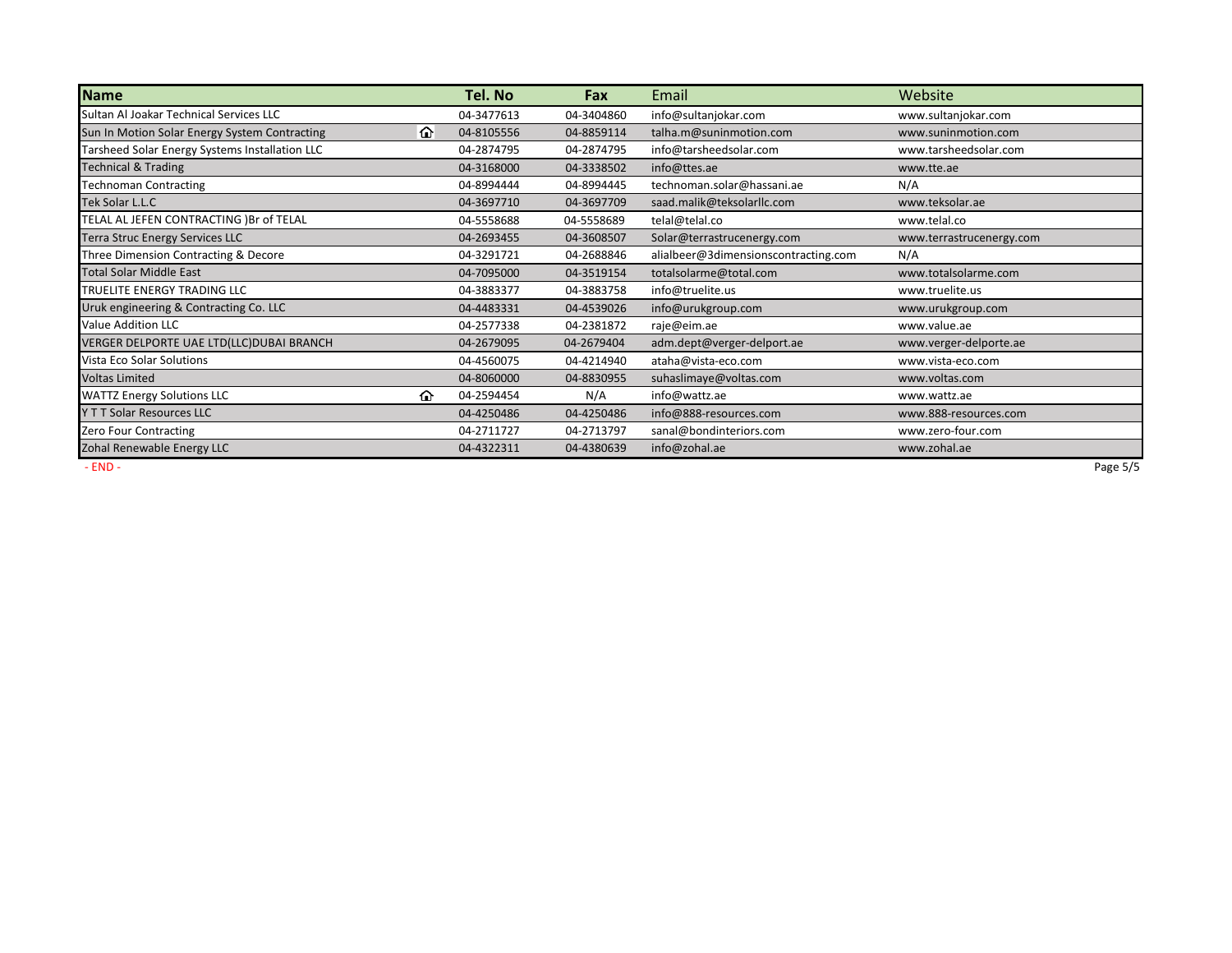| Name | | Tel. No | Fax | Email | Website |
|---|---|---|---|---|---|
| Sultan Al Joakar Technical Services LLC | | 04-3477613 | 04-3404860 | info@sultanjokar.com | www.sultanjokar.com |
| Sun In Motion Solar Energy System Contracting | 🏠 | 04-8105556 | 04-8859114 | talha.m@suninmotion.com | www.suninmotion.com |
| Tarsheed Solar Energy Systems Installation LLC | | 04-2874795 | 04-2874795 | info@tarsheedsolar.com | www.tarsheedsolar.com |
| Technical & Trading | | 04-3168000 | 04-3338502 | info@ttes.ae | www.tte.ae |
| Technoman Contracting | | 04-8994444 | 04-8994445 | technoman.solar@hassani.ae | N/A |
| Tek Solar L.L.C | | 04-3697710 | 04-3697709 | saad.malik@teksolarllc.com | www.teksolar.ae |
| TELAL AL JEFEN CONTRACTING )Br of TELAL | | 04-5558688 | 04-5558689 | telal@telal.co | www.telal.co |
| Terra Struc Energy Services LLC | | 04-2693455 | 04-3608507 | Solar@terrastrucenergy.com | www.terrastrucenergy.com |
| Three Dimension Contracting & Decore | | 04-3291721 | 04-2688846 | alialbeer@3dimensionscontracting.com | N/A |
| Total Solar Middle East | | 04-7095000 | 04-3519154 | totalsolarme@total.com | www.totalsolarme.com |
| TRUELITE ENERGY TRADING LLC | | 04-3883377 | 04-3883758 | info@truelite.us | www.truelite.us |
| Uruk engineering & Contracting Co. LLC | | 04-4483331 | 04-4539026 | info@urukgroup.com | www.urukgroup.com |
| Value Addition LLC | | 04-2577338 | 04-2381872 | raje@eim.ae | www.value.ae |
| VERGER DELPORTE UAE LTD(LLC)DUBAI BRANCH | | 04-2679095 | 04-2679404 | adm.dept@verger-delport.ae | www.verger-delporte.ae |
| Vista Eco Solar Solutions | | 04-4560075 | 04-4214940 | ataha@vista-eco.com | www.vista-eco.com |
| Voltas Limited | | 04-8060000 | 04-8830955 | suhaslimaye@voltas.com | www.voltas.com |
| WATTZ Energy Solutions LLC | 🏠 | 04-2594454 | N/A | info@wattz.ae | www.wattz.ae |
| Y T T Solar Resources LLC | | 04-4250486 | 04-4250486 | info@888-resources.com | www.888-resources.com |
| Zero Four Contracting | | 04-2711727 | 04-2713797 | sanal@bondinteriors.com | www.zero-four.com |
| Zohal Renewable Energy LLC | | 04-4322311 | 04-4380639 | info@zohal.ae | www.zohal.ae |

- END -